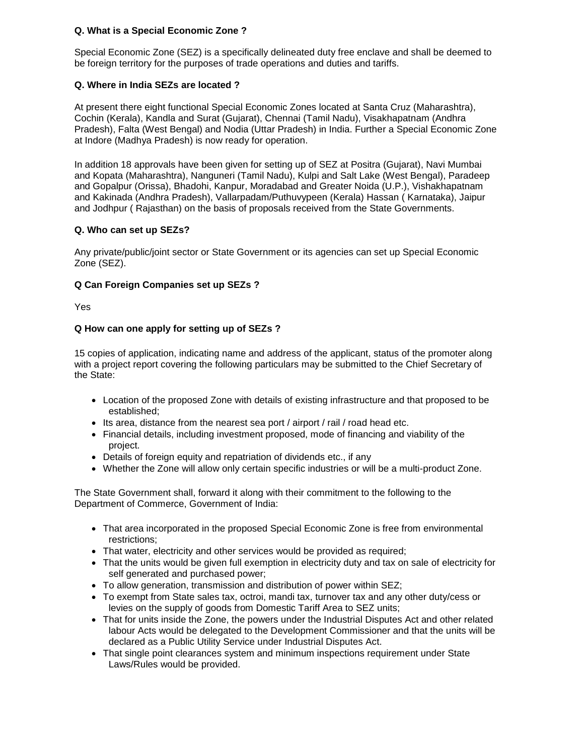**Q. What is a Special Economic Zone ?**

Special Economic Zone (SEZ) is a specifically delineated duty free enclave and shall be deemed to be foreign territory for the purposes of trade operations and duties and tariffs.

**Q. Where in India SEZs are located ?**

At present there eight functional Special Economic Zones located at Santa Cruz (Maharashtra), Cochin (Kerala), Kandla and Surat (Gujarat), Chennai (Tamil Nadu), Visakhapatnam (Andhra Pradesh), Falta (West Bengal) and Nodia (Uttar Pradesh) in India. Further a Special Economic Zone at Indore (Madhya Pradesh) is now ready for operation.

In addition 18 approvals have been given for setting up of SEZ at Positra (Gujarat), Navi Mumbai and Kopata (Maharashtra), Nanguneri (Tamil Nadu), Kulpi and Salt Lake (West Bengal), Paradeep and Gopalpur (Orissa), Bhadohi, Kanpur, Moradabad and Greater Noida (U.P.), Vishakhapatnam and Kakinada (Andhra Pradesh), Vallarpadam/Puthuvypeen (Kerala) Hassan ( Karnataka), Jaipur and Jodhpur ( Rajasthan) on the basis of proposals received from the State Governments.

**Q. Who can set up SEZs?**

Any private/public/joint sector or State Government or its agencies can set up Special Economic Zone (SEZ).

**Q Can Foreign Companies set up SEZs ?**

Yes

**Q How can one apply for setting up of SEZs ?**

15 copies of application, indicating name and address of the applicant, status of the promoter along with a project report covering the following particulars may be submitted to the Chief Secretary of the State:

- Location of the proposed Zone with details of existing infrastructure and that proposed to be established;
- Its area, distance from the nearest sea port / airport / rail / road head etc.
- Financial details, including investment proposed, mode of financing and viability of the project.
- Details of foreign equity and repatriation of dividends etc., if any
- Whether the Zone will allow only certain specific industries or will be a multi-product Zone.

The State Government shall, forward it along with their commitment to the following to the Department of Commerce, Government of India:

- That area incorporated in the proposed Special Economic Zone is free from environmental restrictions;
- That water, electricity and other services would be provided as required;
- That the units would be given full exemption in electricity duty and tax on sale of electricity for self generated and purchased power;
- To allow generation, transmission and distribution of power within SEZ;
- To exempt from State sales tax, octroi, mandi tax, turnover tax and any other duty/cess or levies on the supply of goods from Domestic Tariff Area to SEZ units;
- That for units inside the Zone, the powers under the Industrial Disputes Act and other related labour Acts would be delegated to the Development Commissioner and that the units will be declared as a Public Utility Service under Industrial Disputes Act.
- That single point clearances system and minimum inspections requirement under State Laws/Rules would be provided.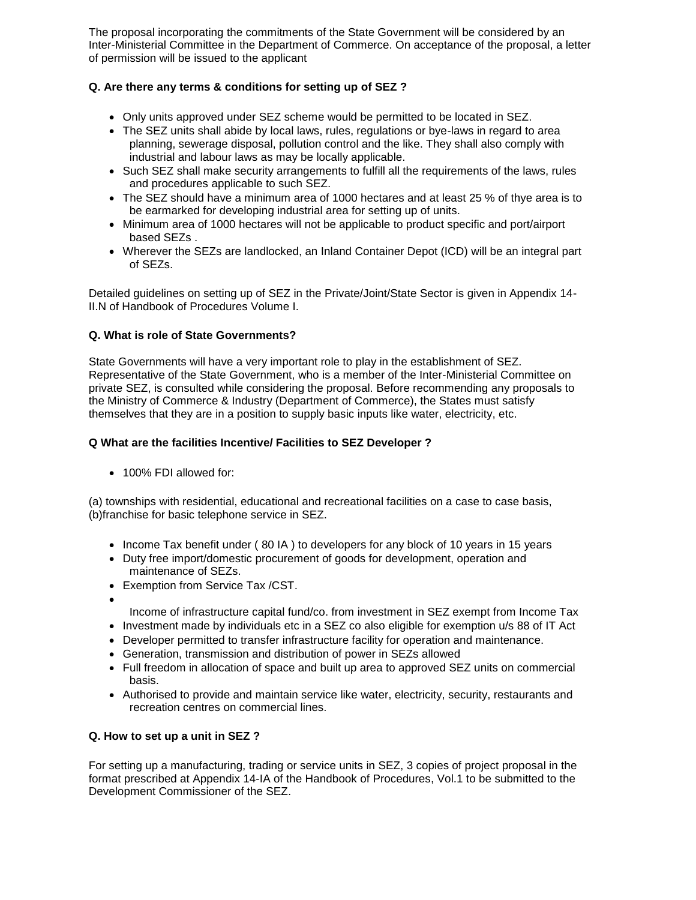The proposal incorporating the commitments of the State Government will be considered by an Inter-Ministerial Committee in the Department of Commerce. On acceptance of the proposal, a letter of permission will be issued to the applicant

**Q. Are there any terms & conditions for setting up of SEZ ?**

- Only units approved under SEZ scheme would be permitted to be located in SEZ.
- The SEZ units shall abide by local laws, rules, regulations or bye-laws in regard to area planning, sewerage disposal, pollution control and the like. They shall also comply with industrial and labour laws as may be locally applicable.
- Such SEZ shall make security arrangements to fulfill all the requirements of the laws, rules and procedures applicable to such SEZ.
- The SEZ should have a minimum area of 1000 hectares and at least 25 % of thye area is to be earmarked for developing industrial area for setting up of units.
- Minimum area of 1000 hectares will not be applicable to product specific and port/airport based SEZs .
- Wherever the SEZs are landlocked, an Inland Container Depot (ICD) will be an integral part of SEZs.

Detailed guidelines on setting up of SEZ in the Private/Joint/State Sector is given in Appendix 14-II.N of Handbook of Procedures Volume I.

**Q. What is role of State Governments?**

State Governments will have a very important role to play in the establishment of SEZ. Representative of the State Government, who is a member of the Inter-Ministerial Committee on private SEZ, is consulted while considering the proposal. Before recommending any proposals to the Ministry of Commerce & Industry (Department of Commerce), the States must satisfy themselves that they are in a position to supply basic inputs like water, electricity, etc.

**Q What are the facilities Incentive/ Facilities to SEZ Developer ?**

- 100% FDI allowed for:

(a) townships with residential, educational and recreational facilities on a case to case basis,
(b)franchise for basic telephone service in SEZ.

- Income Tax benefit under ( 80 IA ) to developers for any block of 10 years in 15 years
- Duty free import/domestic procurement of goods for development, operation and maintenance of SEZs.
- Exemption from Service Tax /CST.
- Income of infrastructure capital fund/co. from investment in SEZ exempt from Income Tax
- Investment made by individuals etc in a SEZ co also eligible for exemption u/s 88 of IT Act
- Developer permitted to transfer infrastructure facility for operation and maintenance.
- Generation, transmission and distribution of power in SEZs allowed
- Full freedom in allocation of space and built up area to approved SEZ units on commercial basis.
- Authorised to provide and maintain service like water, electricity, security, restaurants and recreation centres on commercial lines.

**Q. How to set up a unit in SEZ ?**

For setting up a manufacturing, trading or service units in SEZ, 3 copies of project proposal in the format prescribed at Appendix 14-IA of the Handbook of Procedures, Vol.1 to be submitted to the Development Commissioner of the SEZ.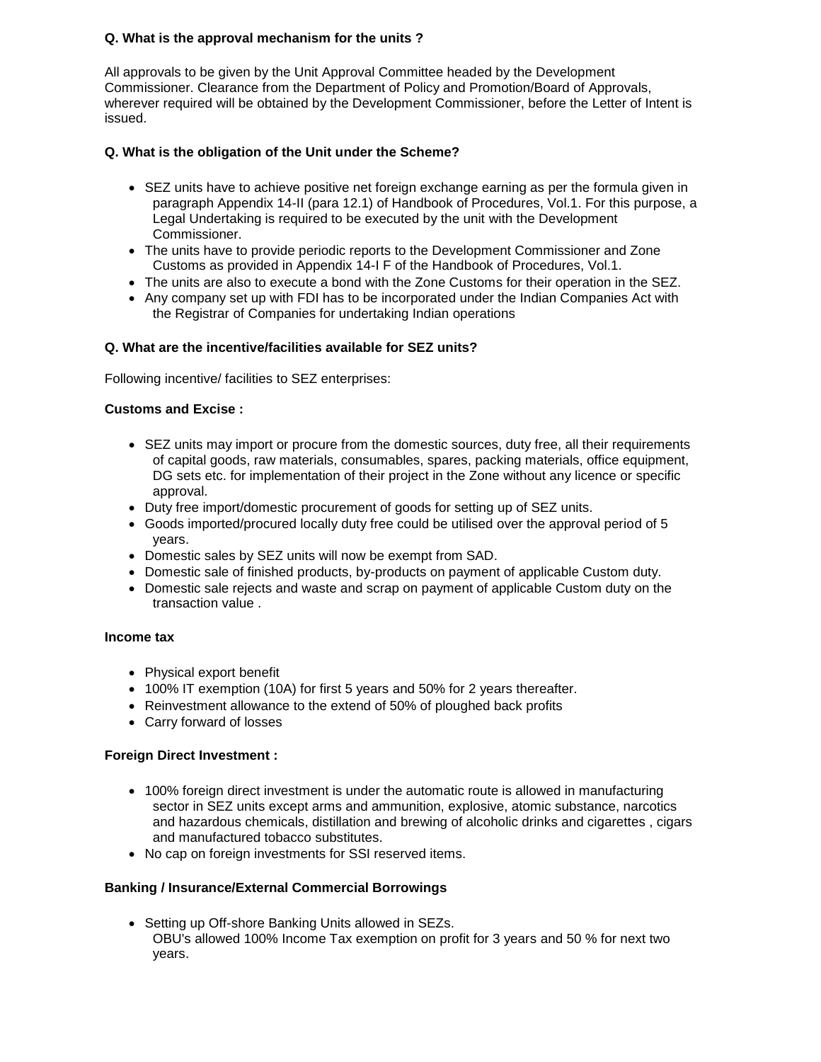**Q. What is the approval mechanism for the units ?**

All approvals to be given by the Unit Approval Committee headed by the Development Commissioner. Clearance from the Department of Policy and Promotion/Board of Approvals, wherever required will be obtained by the Development Commissioner, before the Letter of Intent is issued.

**Q. What is the obligation of the Unit under the Scheme?**

- SEZ units have to achieve positive net foreign exchange earning as per the formula given in paragraph Appendix 14-II (para 12.1) of Handbook of Procedures, Vol.1. For this purpose, a Legal Undertaking is required to be executed by the unit with the Development Commissioner.
- The units have to provide periodic reports to the Development Commissioner and Zone Customs as provided in Appendix 14-I F of the Handbook of Procedures, Vol.1.
- The units are also to execute a bond with the Zone Customs for their operation in the SEZ.
- Any company set up with FDI has to be incorporated under the Indian Companies Act with the Registrar of Companies for undertaking Indian operations

**Q. What are the incentive/facilities available for SEZ units?**

Following incentive/ facilities to SEZ enterprises:

**Customs and Excise :**

- SEZ units may import or procure from the domestic sources, duty free, all their requirements of capital goods, raw materials, consumables, spares, packing materials, office equipment, DG sets etc. for implementation of their project in the Zone without any licence or specific approval.
- Duty free import/domestic procurement of goods for setting up of SEZ units.
- Goods imported/procured locally duty free could be utilised over the approval period of 5 years.
- Domestic sales by SEZ units will now be exempt from SAD.
- Domestic sale of finished products, by-products on payment of applicable Custom duty.
- Domestic sale rejects and waste and scrap on payment of applicable Custom duty on the transaction value .

**Income tax**

- Physical export benefit
- 100% IT exemption (10A) for first 5 years and 50% for 2 years thereafter.
- Reinvestment allowance to the extend of 50% of ploughed back profits
- Carry forward of losses

**Foreign Direct Investment :**

- 100% foreign direct investment is under the automatic route is allowed in manufacturing sector in SEZ units except arms and ammunition, explosive, atomic substance, narcotics and hazardous chemicals, distillation and brewing of alcoholic drinks and cigarettes , cigars and manufactured tobacco substitutes.
- No cap on foreign investments for SSI reserved items.

**Banking / Insurance/External Commercial Borrowings**

- Setting up Off-shore Banking Units allowed in SEZs.
  OBU's allowed 100% Income Tax exemption on profit for 3 years and 50 % for next two years.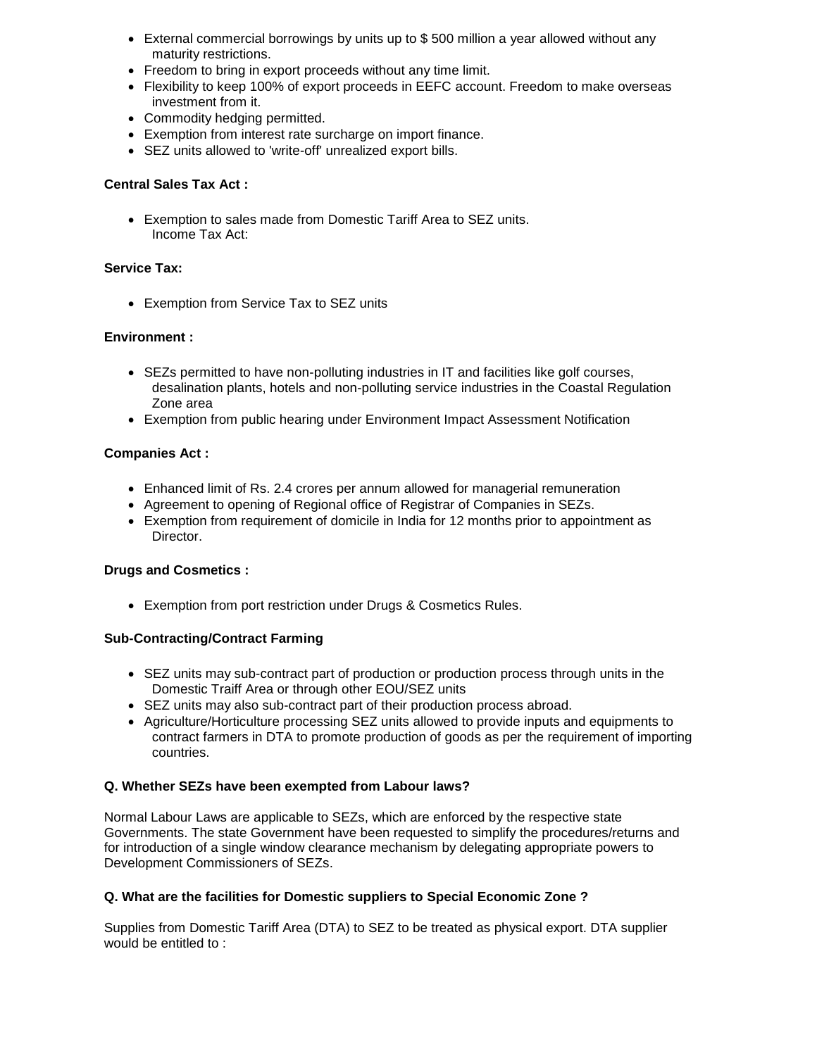- External commercial borrowings by units up to $ 500 million a year allowed without any maturity restrictions.
- Freedom to bring in export proceeds without any time limit.
- Flexibility to keep 100% of export proceeds in EEFC account. Freedom to make overseas investment from it.
- Commodity hedging permitted.
- Exemption from interest rate surcharge on import finance.
- SEZ units allowed to 'write-off' unrealized export bills.

**Central Sales Tax Act :**

- Exemption to sales made from Domestic Tariff Area to SEZ units.
  Income Tax Act:

**Service Tax:**

- Exemption from Service Tax to SEZ units

**Environment :**

- SEZs permitted to have non-polluting industries in IT and facilities like golf courses, desalination plants, hotels and non-polluting service industries in the Coastal Regulation Zone area
- Exemption from public hearing under Environment Impact Assessment Notification

**Companies Act :**

- Enhanced limit of Rs. 2.4 crores per annum allowed for managerial remuneration
- Agreement to opening of Regional office of Registrar of Companies in SEZs.
- Exemption from requirement of domicile in India for 12 months prior to appointment as Director.

**Drugs and Cosmetics :**

- Exemption from port restriction under Drugs & Cosmetics Rules.

**Sub-Contracting/Contract Farming**

- SEZ units may sub-contract part of production or production process through units in the Domestic Traiff Area or through other EOU/SEZ units
- SEZ units may also sub-contract part of their production process abroad.
- Agriculture/Horticulture processing SEZ units allowed to provide inputs and equipments to contract farmers in DTA to promote production of goods as per the requirement of importing countries.

**Q. Whether SEZs have been exempted from Labour laws?**

Normal Labour Laws are applicable to SEZs, which are enforced by the respective state Governments. The state Government have been requested to simplify the procedures/returns and for introduction of a single window clearance mechanism by delegating appropriate powers to Development Commissioners of SEZs.

**Q. What are the facilities for Domestic suppliers to Special Economic Zone ?**

Supplies from Domestic Tariff Area (DTA) to SEZ to be treated as physical export. DTA supplier would be entitled to :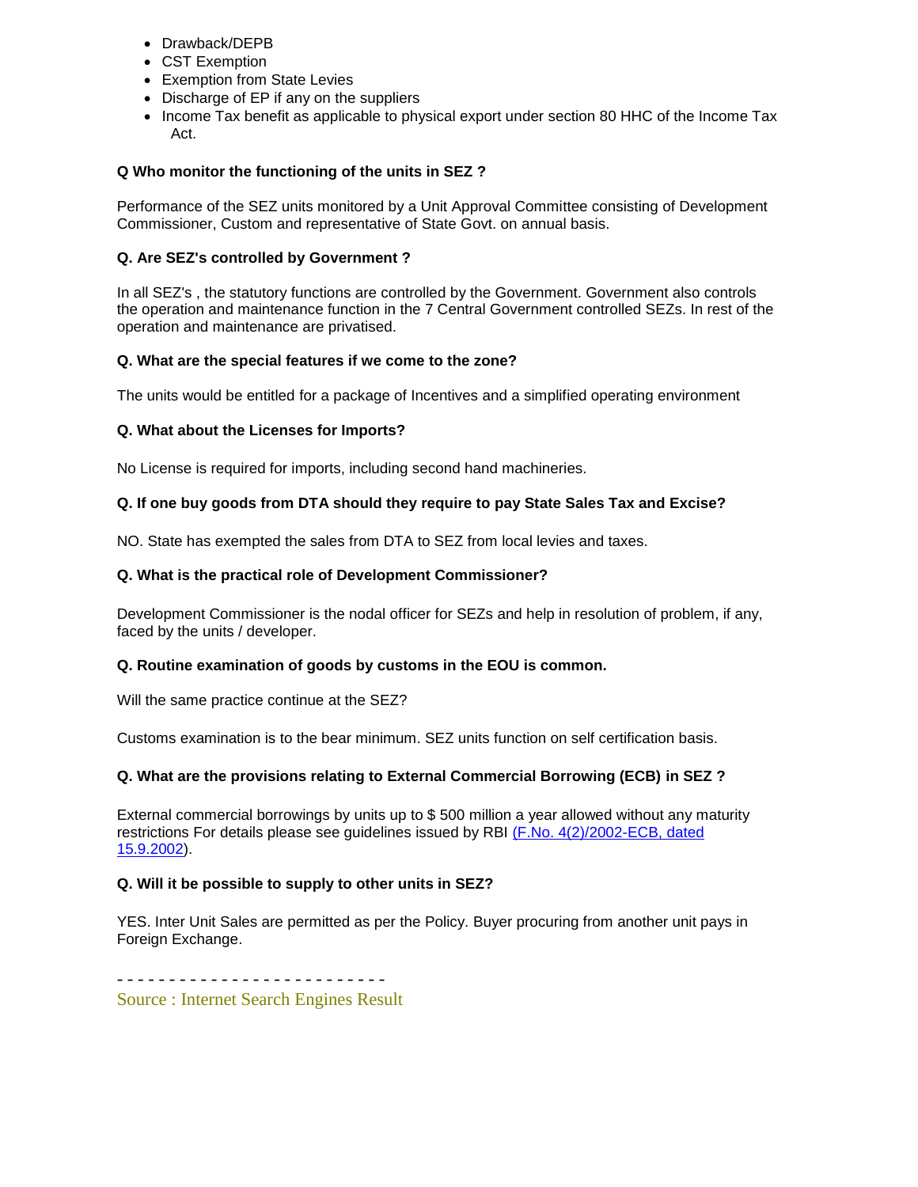- Drawback/DEPB
- CST Exemption
- Exemption from State Levies
- Discharge of EP if any on the suppliers
- Income Tax benefit as applicable to physical export under section 80 HHC of the Income Tax Act.

**Q Who monitor the functioning of the units in SEZ ?**

Performance of the SEZ units monitored by a Unit Approval Committee consisting of Development Commissioner, Custom and representative of State Govt. on annual basis.

**Q. Are SEZ's controlled by Government ?**

In all SEZ's , the statutory functions are controlled by the Government. Government also controls the operation and maintenance function in the 7 Central Government controlled SEZs. In rest of the operation and maintenance are privatised.

**Q. What are the special features if we come to the zone?**

The units would be entitled for a package of Incentives and a simplified operating environment

**Q. What about the Licenses for Imports?**

No License is required for imports, including second hand machineries.

**Q. If one buy goods from DTA should they require to pay State Sales Tax and Excise?**

NO. State has exempted the sales from DTA to SEZ from local levies and taxes.

**Q. What is the practical role of Development Commissioner?**

Development Commissioner is the nodal officer for SEZs and help in resolution of problem, if any, faced by the units / developer.

**Q. Routine examination of goods by customs in the EOU is common.**

Will the same practice continue at the SEZ?

Customs examination is to the bear minimum. SEZ units function on self certification basis.

**Q. What are the provisions relating to External Commercial Borrowing (ECB) in SEZ ?**

External commercial borrowings by units up to $ 500 million a year allowed without any maturity restrictions For details please see guidelines issued by RBI (F.No. 4(2)/2002-ECB, dated 15.9.2002).

**Q. Will it be possible to supply to other units in SEZ?**

YES. Inter Unit Sales are permitted as per the Policy. Buyer procuring from another unit pays in Foreign Exchange.

\- - - - - - - - - - - - - - - - - - - - - - - - -

Source : Internet Search Engines Result